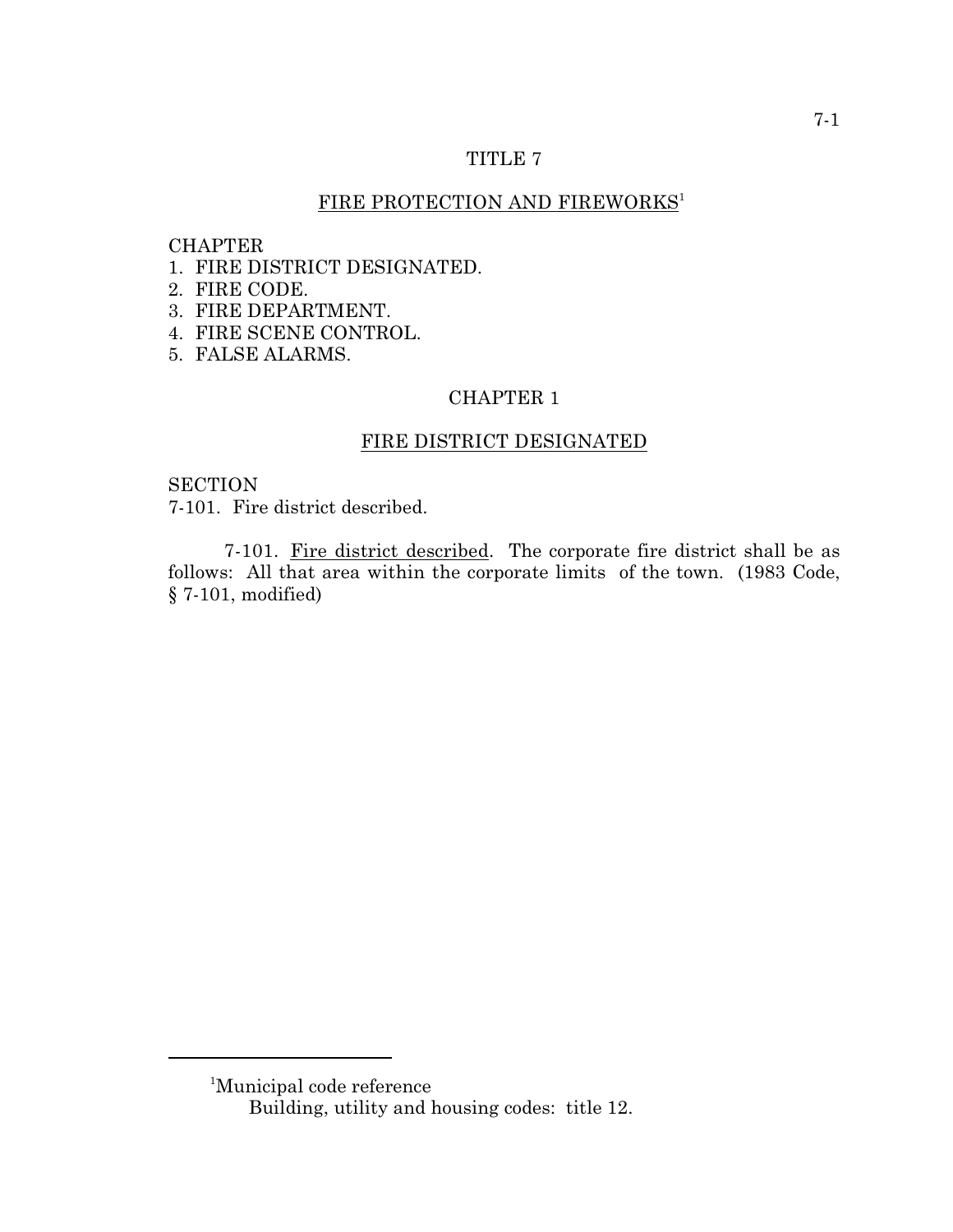# TITLE 7

## FIRE PROTECTION AND FIREWORKS[1]

CHAPTER
1. FIRE DISTRICT DESIGNATED.
2. FIRE CODE.
3. FIRE DEPARTMENT.
4. FIRE SCENE CONTROL.
5. FALSE ALARMS.

## CHAPTER 1

## FIRE DISTRICT DESIGNATED

SECTION
7-101. Fire district described.

7-101. Fire district described. The corporate fire district shall be as follows: All that area within the corporate limits of the town. (1983 Code, § 7-101, modified)

---

[1]Municipal code reference
Building, utility and housing codes: title 12.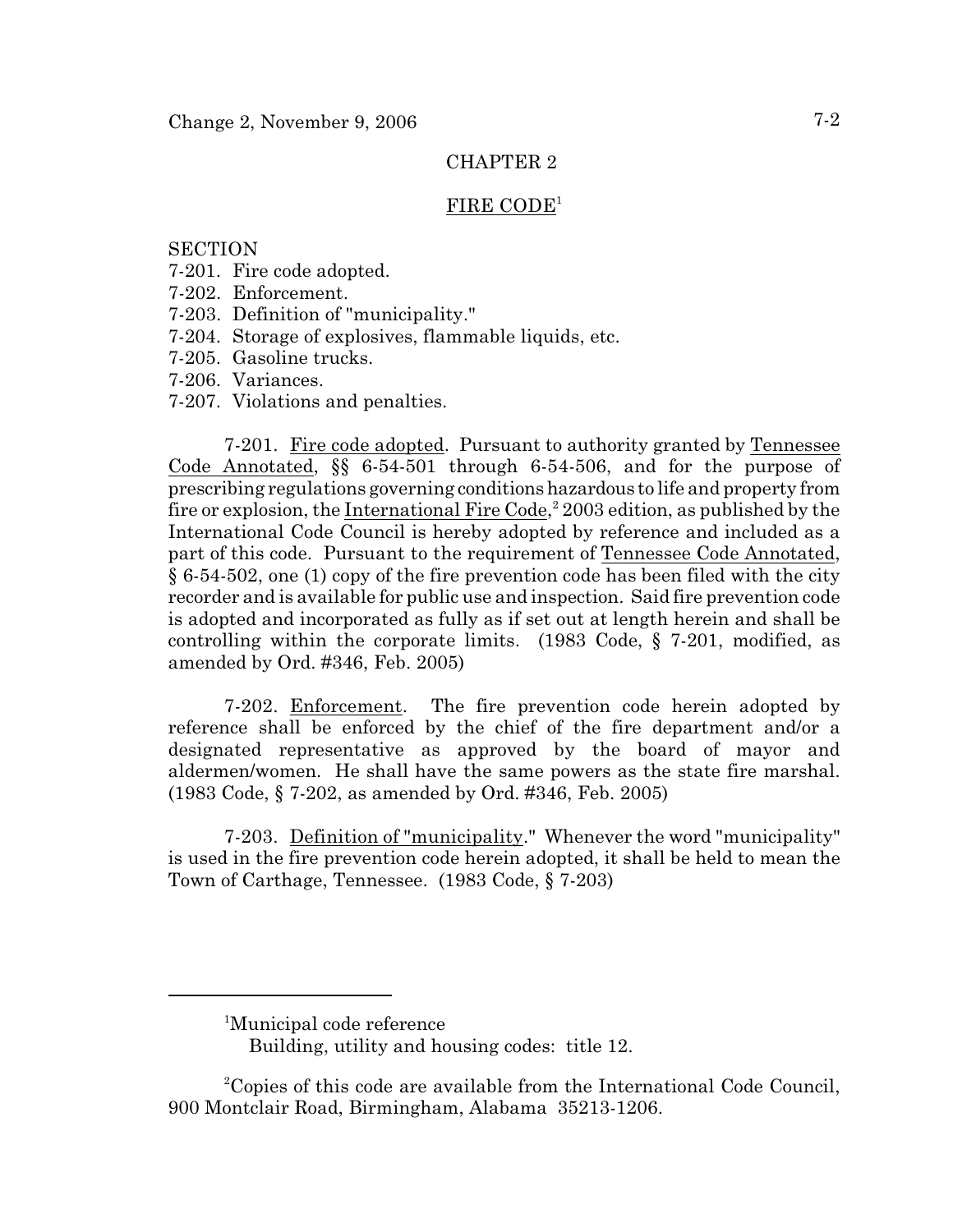## CHAPTER 2

## FIRE CODE[1]

SECTION
7-201. Fire code adopted.
7-202. Enforcement.
7-203. Definition of "municipality."
7-204. Storage of explosives, flammable liquids, etc.
7-205. Gasoline trucks.
7-206. Variances.
7-207. Violations and penalties.

7-201. Fire code adopted. Pursuant to authority granted by Tennessee Code Annotated, §§ 6-54-501 through 6-54-506, and for the purpose of prescribing regulations governing conditions hazardous to life and property from fire or explosion, the International Fire Code,[2] 2003 edition, as published by the International Code Council is hereby adopted by reference and included as a part of this code. Pursuant to the requirement of Tennessee Code Annotated, § 6-54-502, one (1) copy of the fire prevention code has been filed with the city recorder and is available for public use and inspection. Said fire prevention code is adopted and incorporated as fully as if set out at length herein and shall be controlling within the corporate limits. (1983 Code, § 7-201, modified, as amended by Ord. #346, Feb. 2005)

7-202. Enforcement. The fire prevention code herein adopted by reference shall be enforced by the chief of the fire department and/or a designated representative as approved by the board of mayor and aldermen/women. He shall have the same powers as the state fire marshal. (1983 Code, § 7-202, as amended by Ord. #346, Feb. 2005)

7-203. Definition of "municipality." Whenever the word "municipality" is used in the fire prevention code herein adopted, it shall be held to mean the Town of Carthage, Tennessee. (1983 Code, § 7-203)

---

[1]Municipal code reference
Building, utility and housing codes: title 12.

[2]Copies of this code are available from the International Code Council, 900 Montclair Road, Birmingham, Alabama 35213-1206.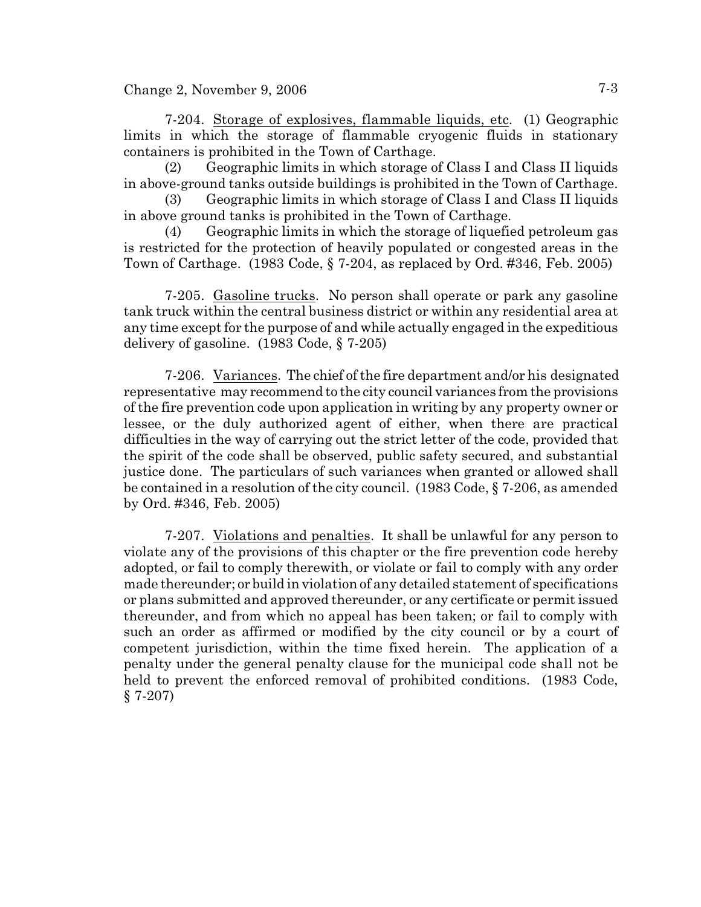7-204. Storage of explosives, flammable liquids, etc. (1) Geographic limits in which the storage of flammable cryogenic fluids in stationary containers is prohibited in the Town of Carthage.

(2) Geographic limits in which storage of Class I and Class II liquids in above-ground tanks outside buildings is prohibited in the Town of Carthage.

(3) Geographic limits in which storage of Class I and Class II liquids in above ground tanks is prohibited in the Town of Carthage.

(4) Geographic limits in which the storage of liquefied petroleum gas is restricted for the protection of heavily populated or congested areas in the Town of Carthage. (1983 Code, § 7-204, as replaced by Ord. #346, Feb. 2005)

7-205. Gasoline trucks. No person shall operate or park any gasoline tank truck within the central business district or within any residential area at any time except for the purpose of and while actually engaged in the expeditious delivery of gasoline. (1983 Code, § 7-205)

7-206. Variances. The chief of the fire department and/or his designated representative may recommend to the city council variances from the provisions of the fire prevention code upon application in writing by any property owner or lessee, or the duly authorized agent of either, when there are practical difficulties in the way of carrying out the strict letter of the code, provided that the spirit of the code shall be observed, public safety secured, and substantial justice done. The particulars of such variances when granted or allowed shall be contained in a resolution of the city council. (1983 Code, § 7-206, as amended by Ord. #346, Feb. 2005)

7-207. Violations and penalties. It shall be unlawful for any person to violate any of the provisions of this chapter or the fire prevention code hereby adopted, or fail to comply therewith, or violate or fail to comply with any order made thereunder; or build in violation of any detailed statement of specifications or plans submitted and approved thereunder, or any certificate or permit issued thereunder, and from which no appeal has been taken; or fail to comply with such an order as affirmed or modified by the city council or by a court of competent jurisdiction, within the time fixed herein. The application of a penalty under the general penalty clause for the municipal code shall not be held to prevent the enforced removal of prohibited conditions. (1983 Code, § 7-207)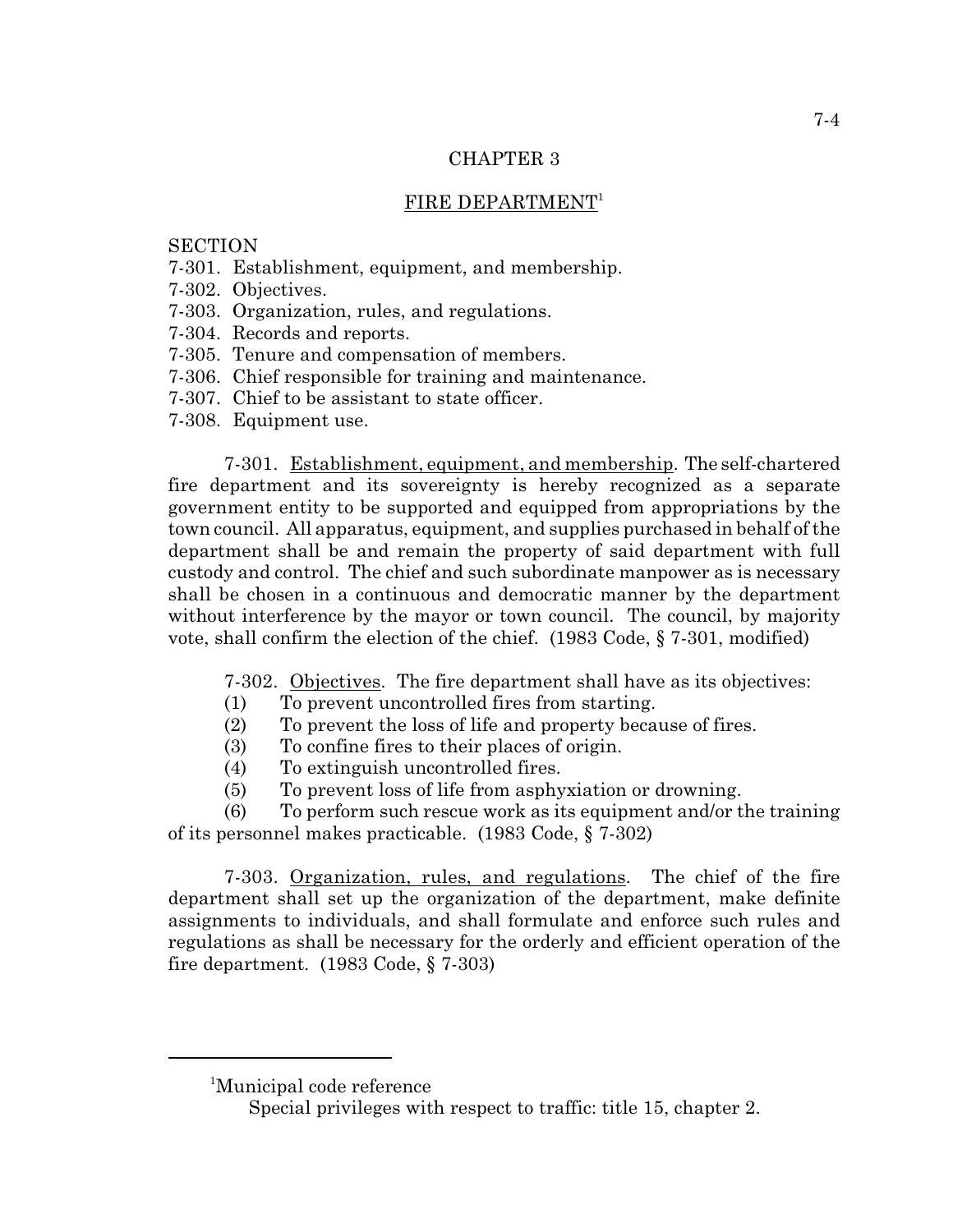## CHAPTER 3

## FIRE DEPARTMENT[1]

SECTION
7-301. Establishment, equipment, and membership.
7-302. Objectives.
7-303. Organization, rules, and regulations.
7-304. Records and reports.
7-305. Tenure and compensation of members.
7-306. Chief responsible for training and maintenance.
7-307. Chief to be assistant to state officer.
7-308. Equipment use.

7-301. Establishment, equipment, and membership. The self-chartered fire department and its sovereignty is hereby recognized as a separate government entity to be supported and equipped from appropriations by the town council. All apparatus, equipment, and supplies purchased in behalf of the department shall be and remain the property of said department with full custody and control. The chief and such subordinate manpower as is necessary shall be chosen in a continuous and democratic manner by the department without interference by the mayor or town council. The council, by majority vote, shall confirm the election of the chief. (1983 Code, § 7-301, modified)

7-302. Objectives. The fire department shall have as its objectives:

(1) To prevent uncontrolled fires from starting.
(2) To prevent the loss of life and property because of fires.
(3) To confine fires to their places of origin.
(4) To extinguish uncontrolled fires.
(5) To prevent loss of life from asphyxiation or drowning.
(6) To perform such rescue work as its equipment and/or the training of its personnel makes practicable. (1983 Code, § 7-302)

7-303. Organization, rules, and regulations. The chief of the fire department shall set up the organization of the department, make definite assignments to individuals, and shall formulate and enforce such rules and regulations as shall be necessary for the orderly and efficient operation of the fire department. (1983 Code, § 7-303)

---

[1]Municipal code reference

Special privileges with respect to traffic: title 15, chapter 2.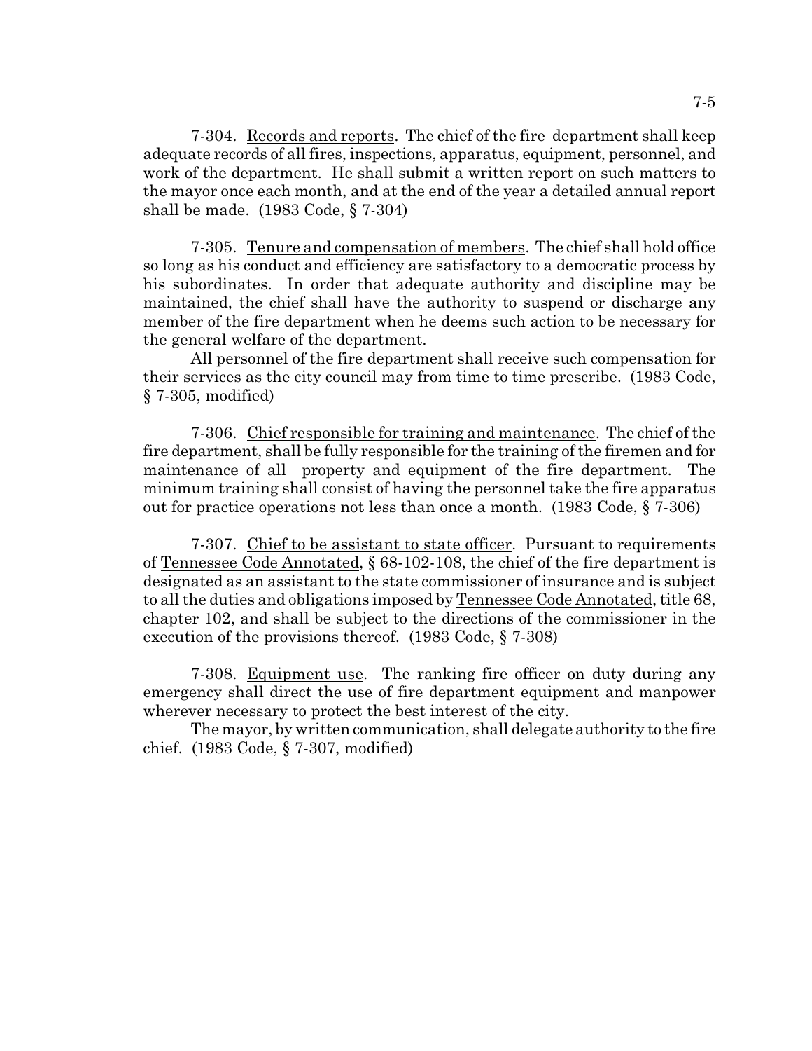7-304. Records and reports. The chief of the fire department shall keep adequate records of all fires, inspections, apparatus, equipment, personnel, and work of the department. He shall submit a written report on such matters to the mayor once each month, and at the end of the year a detailed annual report shall be made. (1983 Code, § 7-304)

7-305. Tenure and compensation of members. The chief shall hold office so long as his conduct and efficiency are satisfactory to a democratic process by his subordinates. In order that adequate authority and discipline may be maintained, the chief shall have the authority to suspend or discharge any member of the fire department when he deems such action to be necessary for the general welfare of the department.

All personnel of the fire department shall receive such compensation for their services as the city council may from time to time prescribe. (1983 Code, § 7-305, modified)

7-306. Chief responsible for training and maintenance. The chief of the fire department, shall be fully responsible for the training of the firemen and for maintenance of all property and equipment of the fire department. The minimum training shall consist of having the personnel take the fire apparatus out for practice operations not less than once a month. (1983 Code, § 7-306)

7-307. Chief to be assistant to state officer. Pursuant to requirements of Tennessee Code Annotated, § 68-102-108, the chief of the fire department is designated as an assistant to the state commissioner of insurance and is subject to all the duties and obligations imposed by Tennessee Code Annotated, title 68, chapter 102, and shall be subject to the directions of the commissioner in the execution of the provisions thereof. (1983 Code, § 7-308)

7-308. Equipment use. The ranking fire officer on duty during any emergency shall direct the use of fire department equipment and manpower wherever necessary to protect the best interest of the city.

The mayor, by written communication, shall delegate authority to the fire chief. (1983 Code, § 7-307, modified)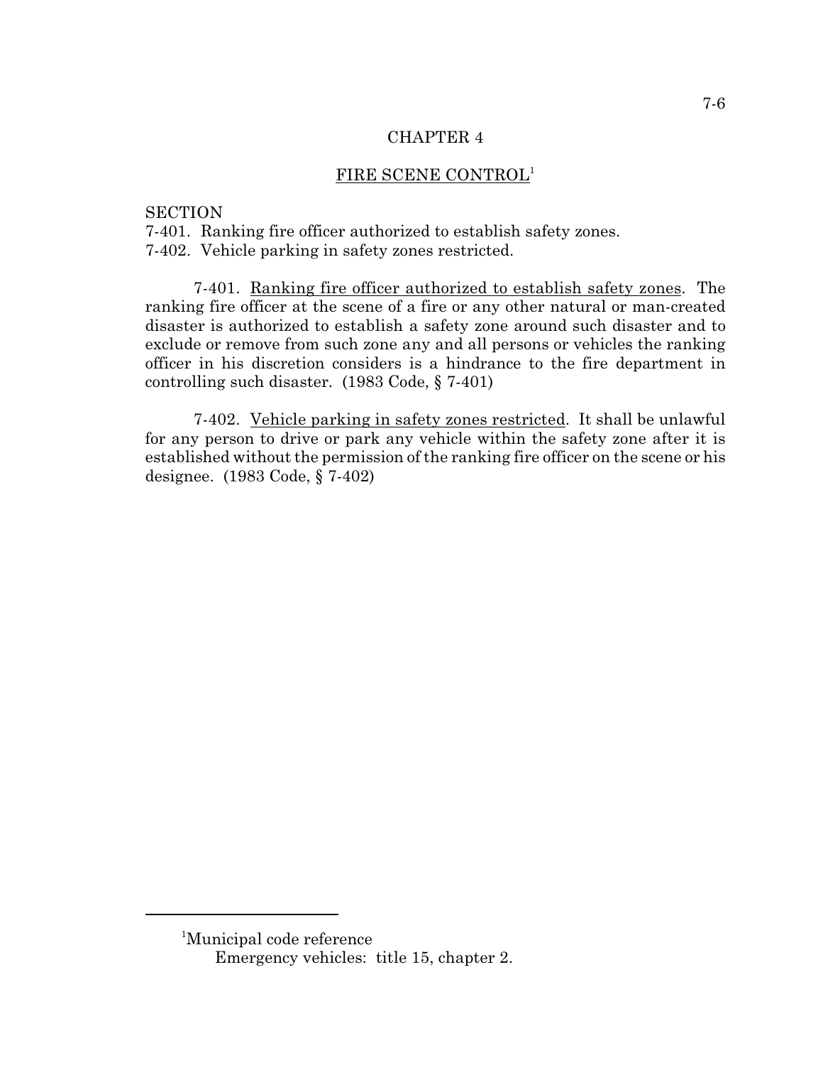# CHAPTER 4

## FIRE SCENE CONTROL[1]

SECTION
7-401. Ranking fire officer authorized to establish safety zones.
7-402. Vehicle parking in safety zones restricted.

**7-401. Ranking fire officer authorized to establish safety zones.** The ranking fire officer at the scene of a fire or any other natural or man-created disaster is authorized to establish a safety zone around such disaster and to exclude or remove from such zone any and all persons or vehicles the ranking officer in his discretion considers is a hindrance to the fire department in controlling such disaster. (1983 Code, § 7-401)

**7-402. Vehicle parking in safety zones restricted.** It shall be unlawful for any person to drive or park any vehicle within the safety zone after it is established without the permission of the ranking fire officer on the scene or his designee. (1983 Code, § 7-402)

---

[1]Municipal code reference
Emergency vehicles: title 15, chapter 2.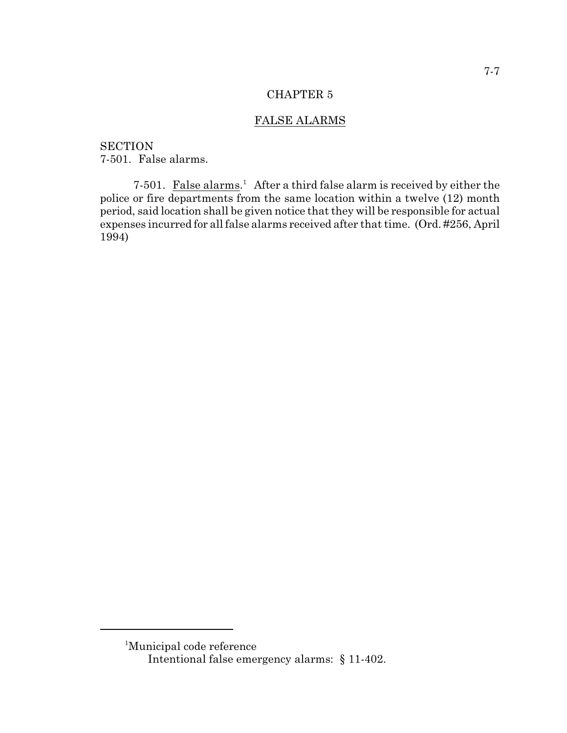# CHAPTER 5

## FALSE ALARMS

SECTION
7-501. False alarms.

7-501. False alarms.[1] After a third false alarm is received by either the police or fire departments from the same location within a twelve (12) month period, said location shall be given notice that they will be responsible for actual expenses incurred for all false alarms received after that time. (Ord. #256, April 1994)

---

[1]Municipal code reference
Intentional false emergency alarms: § 11-402.